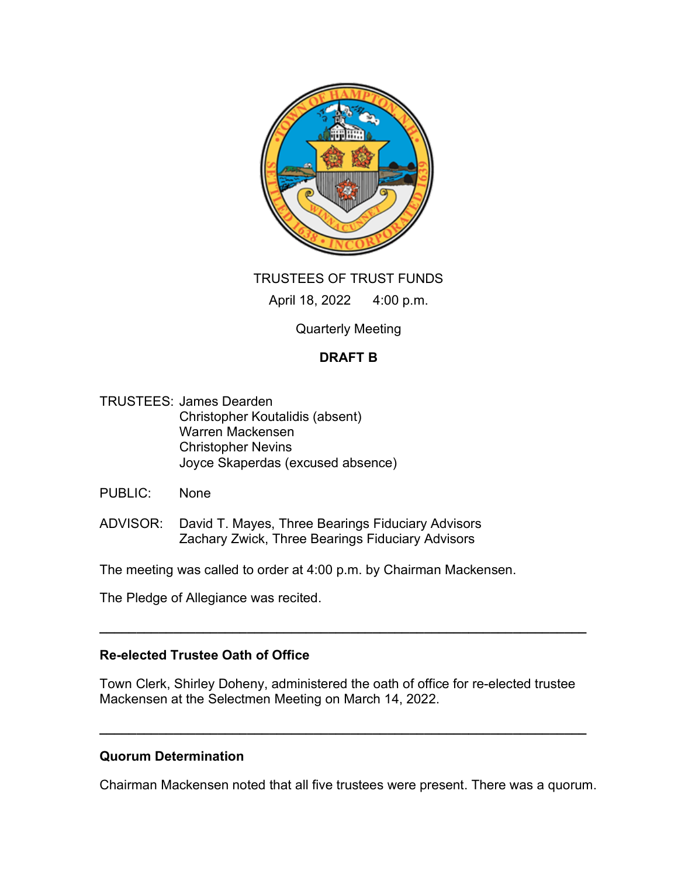TRUSTEES OF TRUST FUNDS

April 18, 2022 4:00 p.m.

Quarterly Meeting

**DRAFT B**

TRUSTEES: James Dearden
Christopher Koutalidis (absent)
Warren Mackensen
Christopher Nevins
Joyce Skaperdas (excused absence)

PUBLIC: None

ADVISOR: David T. Mayes, Three Bearings Fiduciary Advisors
Zachary Zwick, Three Bearings Fiduciary Advisors

The meeting was called to order at 4:00 p.m. by Chairman Mackensen.

The Pledge of Allegiance was recited.

---

**Re-elected Trustee Oath of Office**

Town Clerk, Shirley Doheny, administered the oath of office for re-elected trustee Mackensen at the Selectmen Meeting on March 14, 2022.

---

**Quorum Determination**

Chairman Mackensen noted that all five trustees were present. There was a quorum.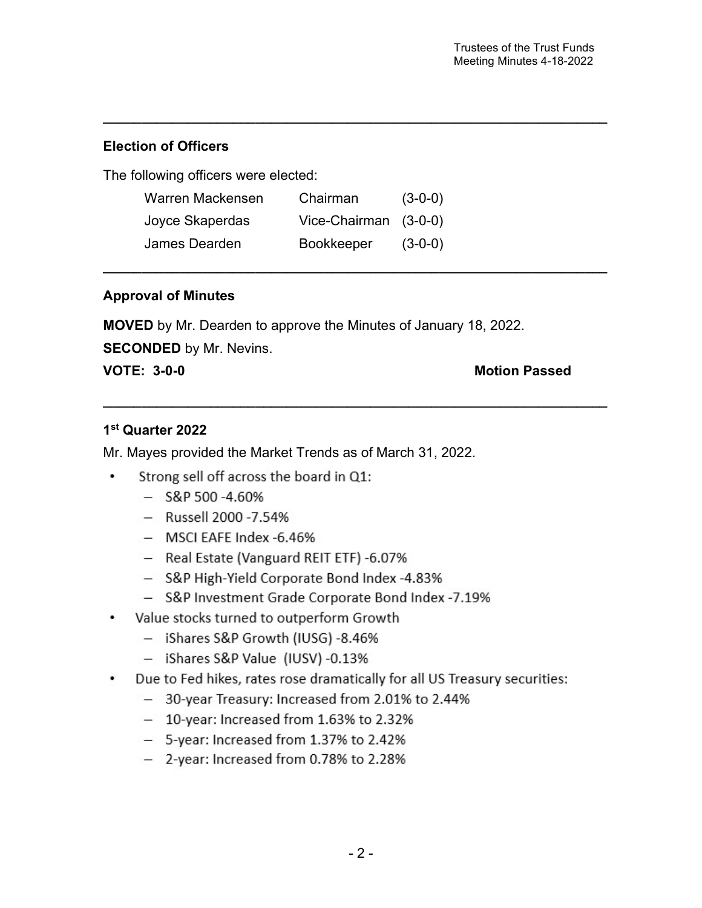---

### Election of Officers

The following officers were elected:

| | | |
|---|---|---|
| Warren Mackensen | Chairman | (3-0-0) |
| Joyce Skaperdas | Vice-Chairman | (3-0-0) |
| James Dearden | Bookkeeper | (3-0-0) |

---

### Approval of Minutes

**MOVED** by Mr. Dearden to approve the Minutes of January 18, 2022.

**SECONDED** by Mr. Nevins.

**VOTE: 3-0-0** **Motion Passed**

---

### 1st Quarter 2022

Mr. Mayes provided the Market Trends as of March 31, 2022.

- Strong sell off across the board in Q1:
  - S&P 500 -4.60%
  - Russell 2000 -7.54%
  - MSCI EAFE Index -6.46%
  - Real Estate (Vanguard REIT ETF) -6.07%
  - S&P High-Yield Corporate Bond Index -4.83%
  - S&P Investment Grade Corporate Bond Index -7.19%
- Value stocks turned to outperform Growth
  - iShares S&P Growth (IUSG) -8.46%
  - iShares S&P Value (IUSV) -0.13%
- Due to Fed hikes, rates rose dramatically for all US Treasury securities:
  - 30-year Treasury: Increased from 2.01% to 2.44%
  - 10-year: Increased from 1.63% to 2.32%
  - 5-year: Increased from 1.37% to 2.42%
  - 2-year: Increased from 0.78% to 2.28%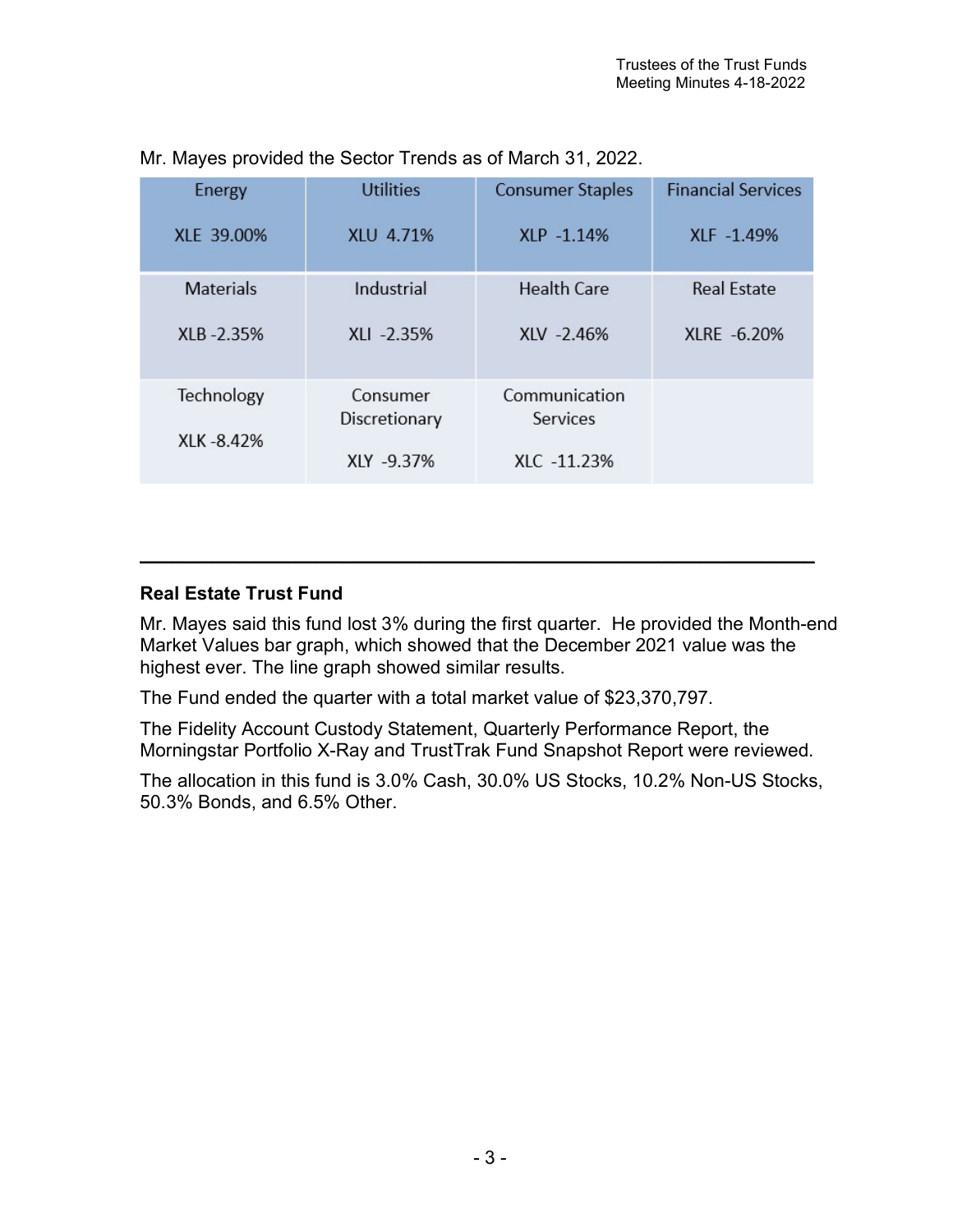Mr. Mayes provided the Sector Trends as of March 31, 2022.

| Energy<br><br>XLE 39.00% | Utilities<br><br>XLU 4.71% | Consumer Staples<br><br>XLP -1.14% | Financial Services<br><br>XLF -1.49% |
|---|---|---|---|
| Materials<br><br>XLB -2.35% | Industrial<br><br>XLI -2.35% | Health Care<br><br>XLV -2.46% | Real Estate<br><br>XLRE -6.20% |
| Technology<br><br>XLK -8.42% | Consumer Discretionary<br><br>XLY -9.37% | Communication Services<br><br>XLC -11.23% | |

---

**Real Estate Trust Fund**

Mr. Mayes said this fund lost 3% during the first quarter. He provided the Month-end Market Values bar graph, which showed that the December 2021 value was the highest ever. The line graph showed similar results.

The Fund ended the quarter with a total market value of $23,370,797.

The Fidelity Account Custody Statement, Quarterly Performance Report, the Morningstar Portfolio X-Ray and TrustTrak Fund Snapshot Report were reviewed.

The allocation in this fund is 3.0% Cash, 30.0% US Stocks, 10.2% Non-US Stocks, 50.3% Bonds, and 6.5% Other.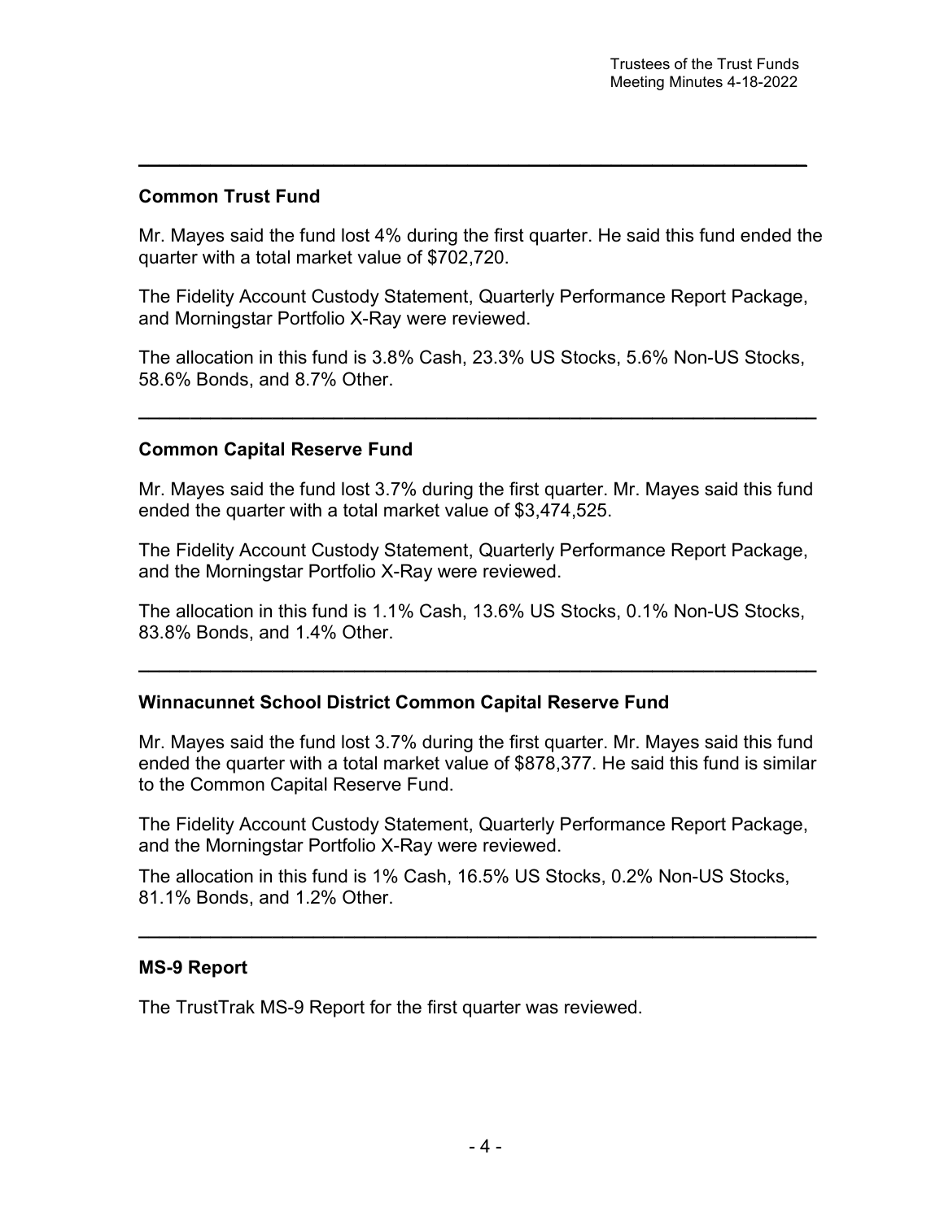---

## Common Trust Fund

Mr. Mayes said the fund lost 4% during the first quarter. He said this fund ended the quarter with a total market value of $702,720.

The Fidelity Account Custody Statement, Quarterly Performance Report Package, and Morningstar Portfolio X-Ray were reviewed.

The allocation in this fund is 3.8% Cash, 23.3% US Stocks, 5.6% Non-US Stocks, 58.6% Bonds, and 8.7% Other.

---

## Common Capital Reserve Fund

Mr. Mayes said the fund lost 3.7% during the first quarter. Mr. Mayes said this fund ended the quarter with a total market value of $3,474,525.

The Fidelity Account Custody Statement, Quarterly Performance Report Package, and the Morningstar Portfolio X-Ray were reviewed.

The allocation in this fund is 1.1% Cash, 13.6% US Stocks, 0.1% Non-US Stocks, 83.8% Bonds, and 1.4% Other.

---

## Winnacunnet School District Common Capital Reserve Fund

Mr. Mayes said the fund lost 3.7% during the first quarter. Mr. Mayes said this fund ended the quarter with a total market value of $878,377. He said this fund is similar to the Common Capital Reserve Fund.

The Fidelity Account Custody Statement, Quarterly Performance Report Package, and the Morningstar Portfolio X-Ray were reviewed.

The allocation in this fund is 1% Cash, 16.5% US Stocks, 0.2% Non-US Stocks, 81.1% Bonds, and 1.2% Other.

---

## MS-9 Report

The TrustTrak MS-9 Report for the first quarter was reviewed.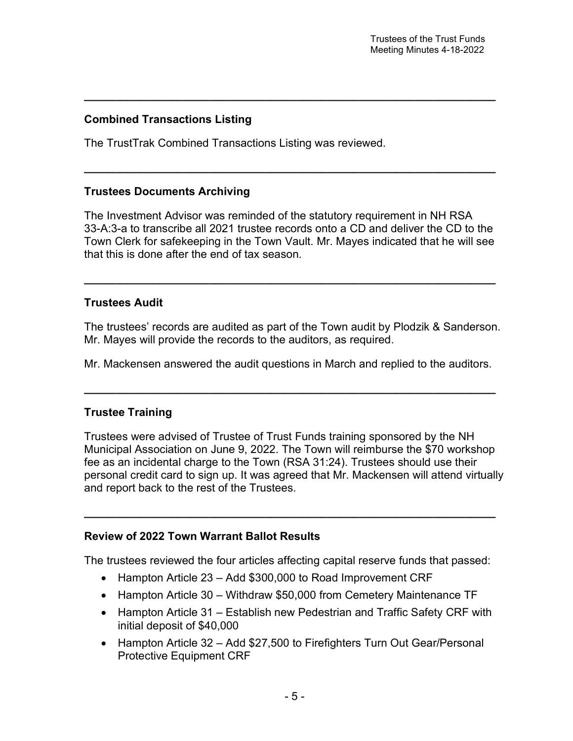---

## Combined Transactions Listing

The TrustTrak Combined Transactions Listing was reviewed.

---

## Trustees Documents Archiving

The Investment Advisor was reminded of the statutory requirement in NH RSA 33-A:3-a to transcribe all 2021 trustee records onto a CD and deliver the CD to the Town Clerk for safekeeping in the Town Vault. Mr. Mayes indicated that he will see that this is done after the end of tax season.

---

## Trustees Audit

The trustees' records are audited as part of the Town audit by Plodzik & Sanderson. Mr. Mayes will provide the records to the auditors, as required.

Mr. Mackensen answered the audit questions in March and replied to the auditors.

---

## Trustee Training

Trustees were advised of Trustee of Trust Funds training sponsored by the NH Municipal Association on June 9, 2022. The Town will reimburse the $70 workshop fee as an incidental charge to the Town (RSA 31:24). Trustees should use their personal credit card to sign up. It was agreed that Mr. Mackensen will attend virtually and report back to the rest of the Trustees.

---

## Review of 2022 Town Warrant Ballot Results

The trustees reviewed the four articles affecting capital reserve funds that passed:

- Hampton Article 23 – Add $300,000 to Road Improvement CRF
- Hampton Article 30 – Withdraw $50,000 from Cemetery Maintenance TF
- Hampton Article 31 – Establish new Pedestrian and Traffic Safety CRF with initial deposit of $40,000
- Hampton Article 32 – Add $27,500 to Firefighters Turn Out Gear/Personal Protective Equipment CRF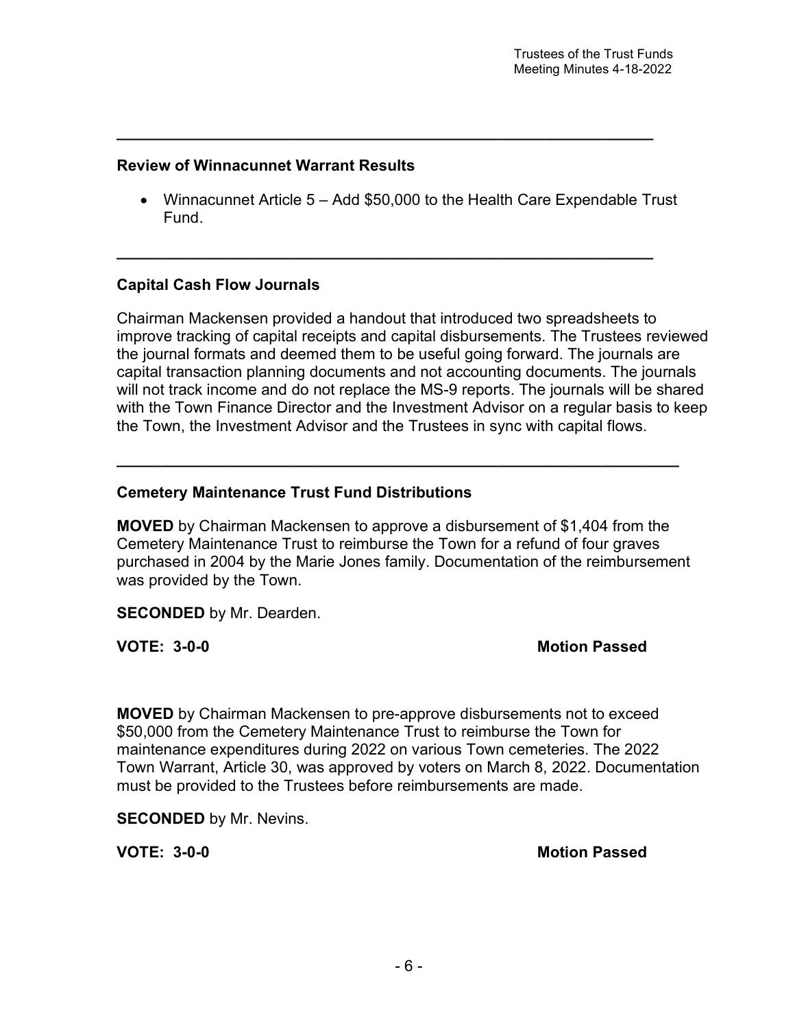---

## Review of Winnacunnet Warrant Results

- Winnacunnet Article 5 – Add $50,000 to the Health Care Expendable Trust Fund.

---

## Capital Cash Flow Journals

Chairman Mackensen provided a handout that introduced two spreadsheets to improve tracking of capital receipts and capital disbursements. The Trustees reviewed the journal formats and deemed them to be useful going forward. The journals are capital transaction planning documents and not accounting documents. The journals will not track income and do not replace the MS-9 reports. The journals will be shared with the Town Finance Director and the Investment Advisor on a regular basis to keep the Town, the Investment Advisor and the Trustees in sync with capital flows.

---

## Cemetery Maintenance Trust Fund Distributions

**MOVED** by Chairman Mackensen to approve a disbursement of $1,404 from the Cemetery Maintenance Trust to reimburse the Town for a refund of four graves purchased in 2004 by the Marie Jones family. Documentation of the reimbursement was provided by the Town.

**SECONDED** by Mr. Dearden.

**VOTE: 3-0-0** **Motion Passed**

**MOVED** by Chairman Mackensen to pre-approve disbursements not to exceed $50,000 from the Cemetery Maintenance Trust to reimburse the Town for maintenance expenditures during 2022 on various Town cemeteries. The 2022 Town Warrant, Article 30, was approved by voters on March 8, 2022. Documentation must be provided to the Trustees before reimbursements are made.

**SECONDED** by Mr. Nevins.

**VOTE: 3-0-0** **Motion Passed**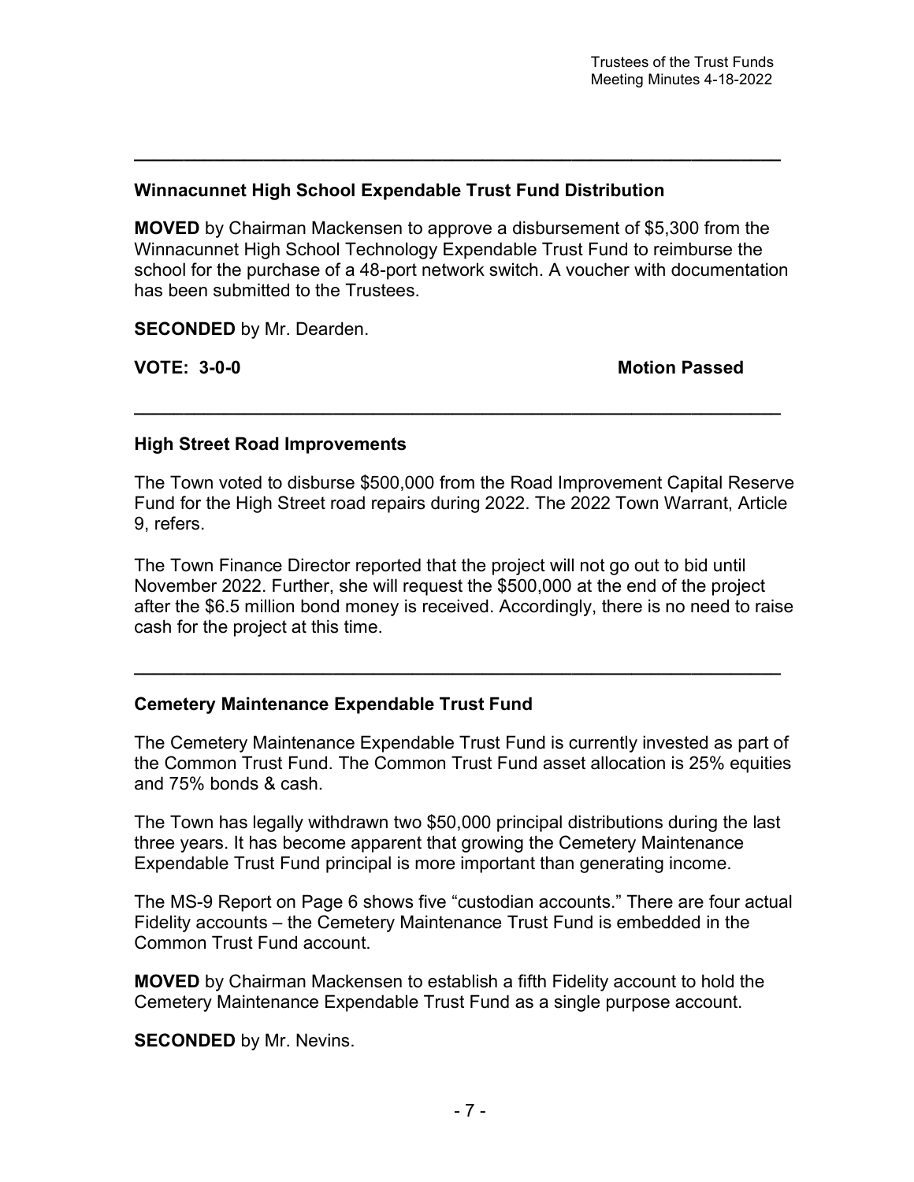---

### Winnacunnet High School Expendable Trust Fund Distribution

**MOVED** by Chairman Mackensen to approve a disbursement of $5,300 from the Winnacunnet High School Technology Expendable Trust Fund to reimburse the school for the purchase of a 48-port network switch. A voucher with documentation has been submitted to the Trustees.

**SECONDED** by Mr. Dearden.

**VOTE: 3-0-0** **Motion Passed**

---

### High Street Road Improvements

The Town voted to disburse $500,000 from the Road Improvement Capital Reserve Fund for the High Street road repairs during 2022. The 2022 Town Warrant, Article 9, refers.

The Town Finance Director reported that the project will not go out to bid until November 2022. Further, she will request the $500,000 at the end of the project after the $6.5 million bond money is received. Accordingly, there is no need to raise cash for the project at this time.

---

### Cemetery Maintenance Expendable Trust Fund

The Cemetery Maintenance Expendable Trust Fund is currently invested as part of the Common Trust Fund. The Common Trust Fund asset allocation is 25% equities and 75% bonds & cash.

The Town has legally withdrawn two $50,000 principal distributions during the last three years. It has become apparent that growing the Cemetery Maintenance Expendable Trust Fund principal is more important than generating income.

The MS-9 Report on Page 6 shows five "custodian accounts." There are four actual Fidelity accounts – the Cemetery Maintenance Trust Fund is embedded in the Common Trust Fund account.

**MOVED** by Chairman Mackensen to establish a fifth Fidelity account to hold the Cemetery Maintenance Expendable Trust Fund as a single purpose account.

**SECONDED** by Mr. Nevins.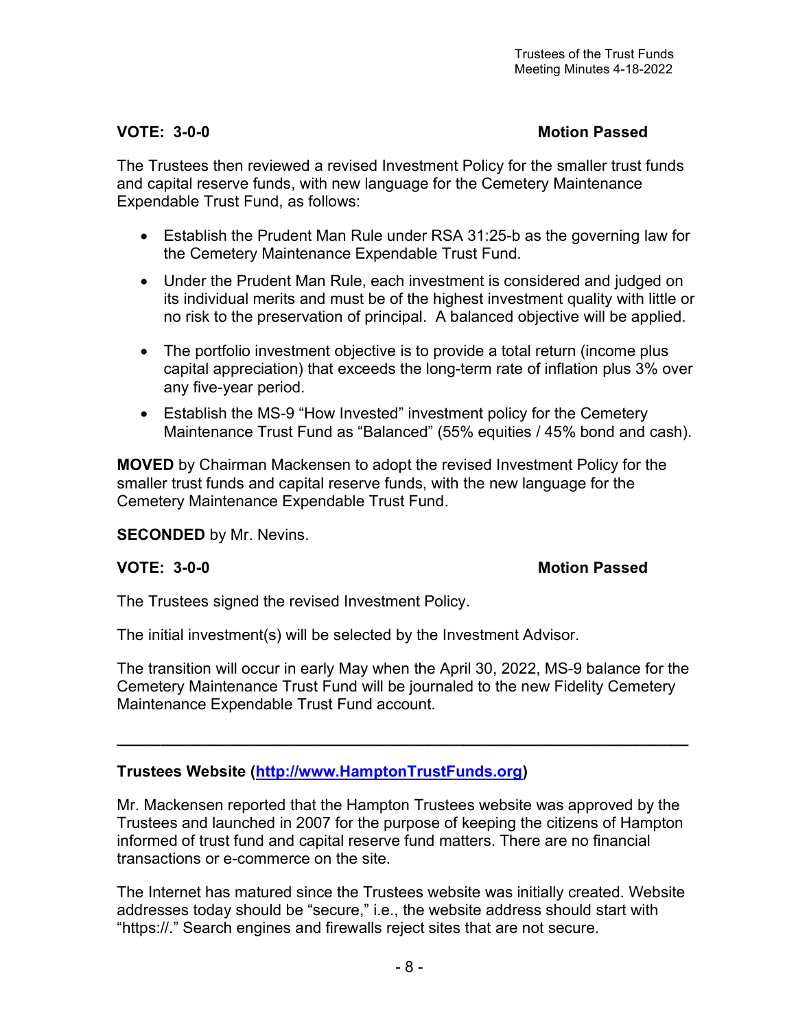**VOTE: 3-0-0** **Motion Passed**

The Trustees then reviewed a revised Investment Policy for the smaller trust funds and capital reserve funds, with new language for the Cemetery Maintenance Expendable Trust Fund, as follows:

- Establish the Prudent Man Rule under RSA 31:25-b as the governing law for the Cemetery Maintenance Expendable Trust Fund.
- Under the Prudent Man Rule, each investment is considered and judged on its individual merits and must be of the highest investment quality with little or no risk to the preservation of principal. A balanced objective will be applied.
- The portfolio investment objective is to provide a total return (income plus capital appreciation) that exceeds the long-term rate of inflation plus 3% over any five-year period.
- Establish the MS-9 "How Invested" investment policy for the Cemetery Maintenance Trust Fund as "Balanced" (55% equities / 45% bond and cash).

**MOVED** by Chairman Mackensen to adopt the revised Investment Policy for the smaller trust funds and capital reserve funds, with the new language for the Cemetery Maintenance Expendable Trust Fund.

**SECONDED** by Mr. Nevins.

**VOTE: 3-0-0** **Motion Passed**

The Trustees signed the revised Investment Policy.

The initial investment(s) will be selected by the Investment Advisor.

The transition will occur in early May when the April 30, 2022, MS-9 balance for the Cemetery Maintenance Trust Fund will be journaled to the new Fidelity Cemetery Maintenance Expendable Trust Fund account.

---

**Trustees Website ([http://www.HamptonTrustFunds.org](http://www.HamptonTrustFunds.org))**

Mr. Mackensen reported that the Hampton Trustees website was approved by the Trustees and launched in 2007 for the purpose of keeping the citizens of Hampton informed of trust fund and capital reserve fund matters. There are no financial transactions or e-commerce on the site.

The Internet has matured since the Trustees website was initially created. Website addresses today should be "secure," i.e., the website address should start with "https://." Search engines and firewalls reject sites that are not secure.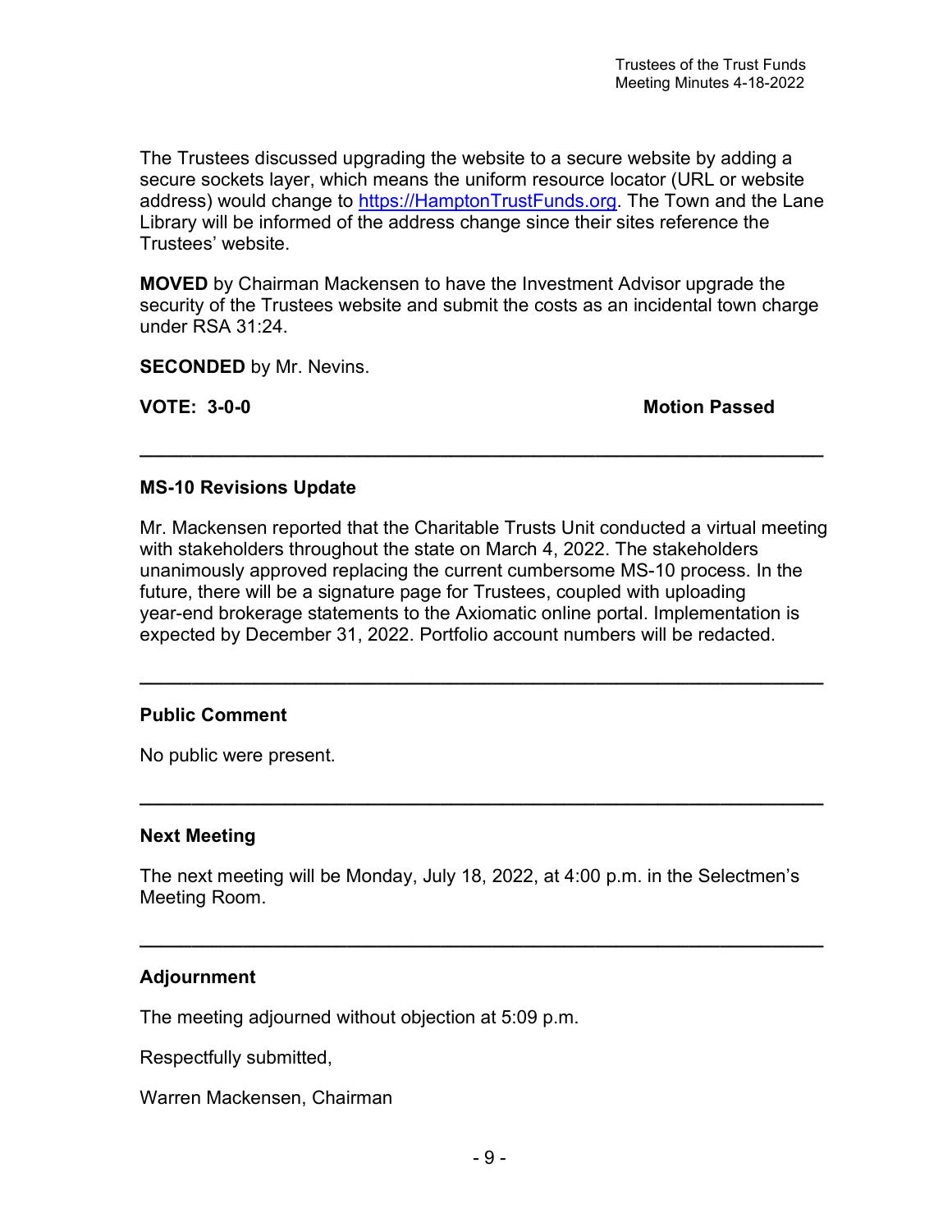The Trustees discussed upgrading the website to a secure website by adding a secure sockets layer, which means the uniform resource locator (URL or website address) would change to [https://HamptonTrustFunds.org](https://HamptonTrustFunds.org). The Town and the Lane Library will be informed of the address change since their sites reference the Trustees' website.

**MOVED** by Chairman Mackensen to have the Investment Advisor upgrade the security of the Trustees website and submit the costs as an incidental town charge under RSA 31:24.

**SECONDED** by Mr. Nevins.

**VOTE: 3-0-0** **Motion Passed**

---

**MS-10 Revisions Update**

Mr. Mackensen reported that the Charitable Trusts Unit conducted a virtual meeting with stakeholders throughout the state on March 4, 2022. The stakeholders unanimously approved replacing the current cumbersome MS-10 process. In the future, there will be a signature page for Trustees, coupled with uploading year-end brokerage statements to the Axiomatic online portal. Implementation is expected by December 31, 2022. Portfolio account numbers will be redacted.

---

**Public Comment**

No public were present.

---

**Next Meeting**

The next meeting will be Monday, July 18, 2022, at 4:00 p.m. in the Selectmen's Meeting Room.

---

**Adjournment**

The meeting adjourned without objection at 5:09 p.m.

Respectfully submitted,

Warren Mackensen, Chairman